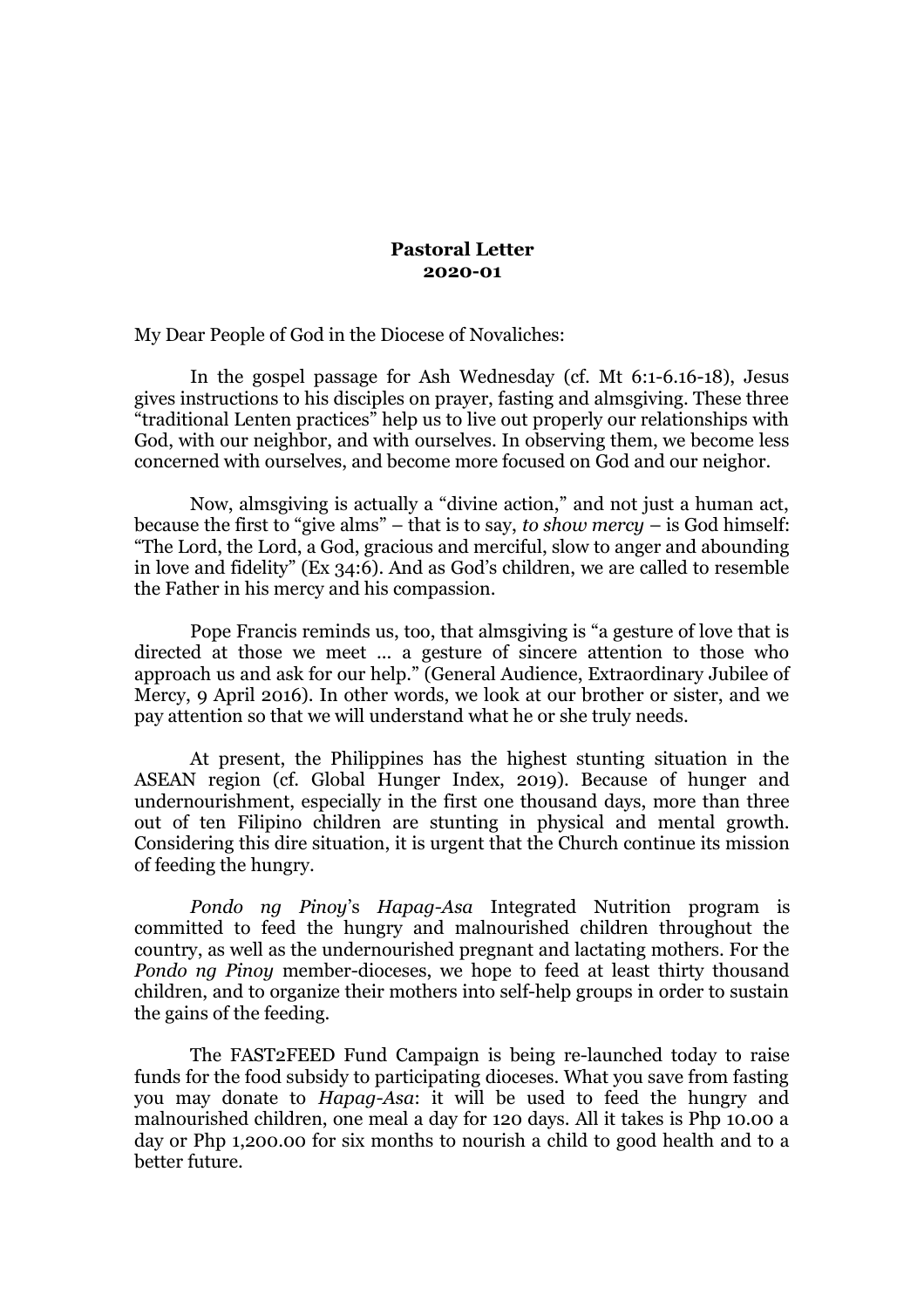**Pastoral Letter**
**2020-01**

My Dear People of God in the Diocese of Novaliches:

In the gospel passage for Ash Wednesday (cf. Mt 6:1-6.16-18), Jesus gives instructions to his disciples on prayer, fasting and almsgiving. These three "traditional Lenten practices" help us to live out properly our relationships with God, with our neighbor, and with ourselves. In observing them, we become less concerned with ourselves, and become more focused on God and our neighor.

Now, almsgiving is actually a "divine action," and not just a human act, because the first to "give alms" – that is to say, *to show mercy* – is God himself: "The Lord, the Lord, a God, gracious and merciful, slow to anger and abounding in love and fidelity" (Ex 34:6). And as God's children, we are called to resemble the Father in his mercy and his compassion.

Pope Francis reminds us, too, that almsgiving is "a gesture of love that is directed at those we meet ... a gesture of sincere attention to those who approach us and ask for our help." (General Audience, Extraordinary Jubilee of Mercy, 9 April 2016). In other words, we look at our brother or sister, and we pay attention so that we will understand what he or she truly needs.

At present, the Philippines has the highest stunting situation in the ASEAN region (cf. Global Hunger Index, 2019). Because of hunger and undernourishment, especially in the first one thousand days, more than three out of ten Filipino children are stunting in physical and mental growth. Considering this dire situation, it is urgent that the Church continue its mission of feeding the hungry.

*Pondo ng Pinoy*'s *Hapag-Asa* Integrated Nutrition program is committed to feed the hungry and malnourished children throughout the country, as well as the undernourished pregnant and lactating mothers. For the *Pondo ng Pinoy* member-dioceses, we hope to feed at least thirty thousand children, and to organize their mothers into self-help groups in order to sustain the gains of the feeding.

The FAST2FEED Fund Campaign is being re-launched today to raise funds for the food subsidy to participating dioceses. What you save from fasting you may donate to *Hapag-Asa*: it will be used to feed the hungry and malnourished children, one meal a day for 120 days. All it takes is Php 10.00 a day or Php 1,200.00 for six months to nourish a child to good health and to a better future.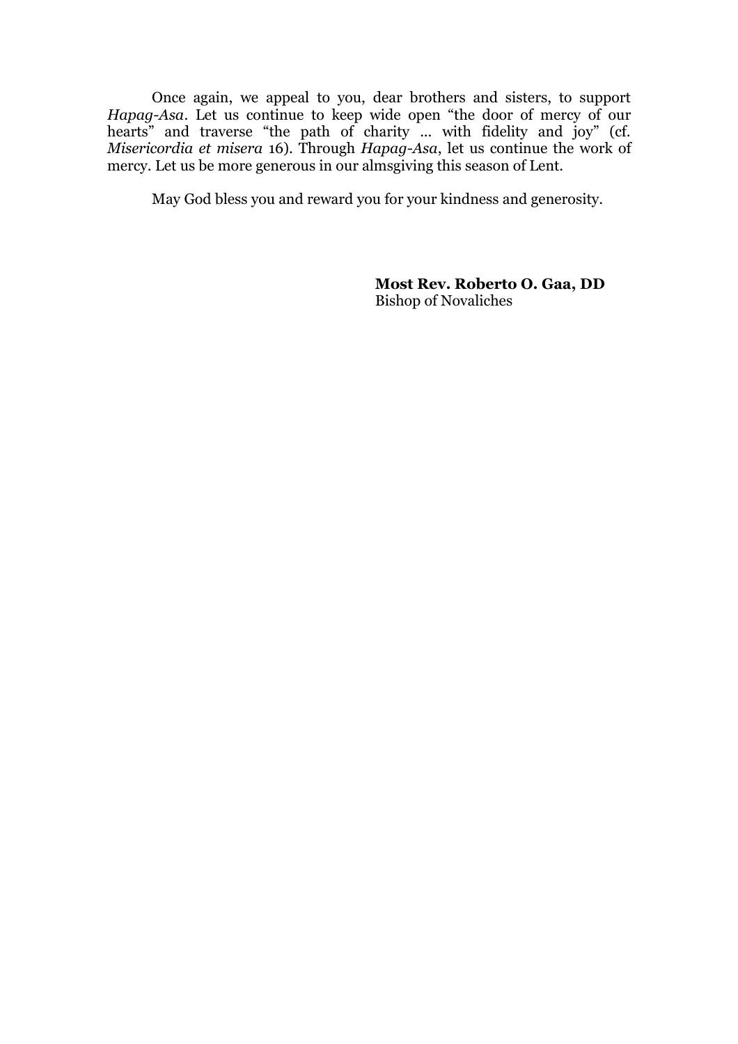Once again, we appeal to you, dear brothers and sisters, to support *Hapag-Asa*. Let us continue to keep wide open "the door of mercy of our hearts" and traverse "the path of charity ... with fidelity and joy" (cf. *Misericordia et misera* 16). Through *Hapag-Asa*, let us continue the work of mercy. Let us be more generous in our almsgiving this season of Lent.

May God bless you and reward you for your kindness and generosity.

**Most Rev. Roberto O. Gaa, DD**
Bishop of Novaliches